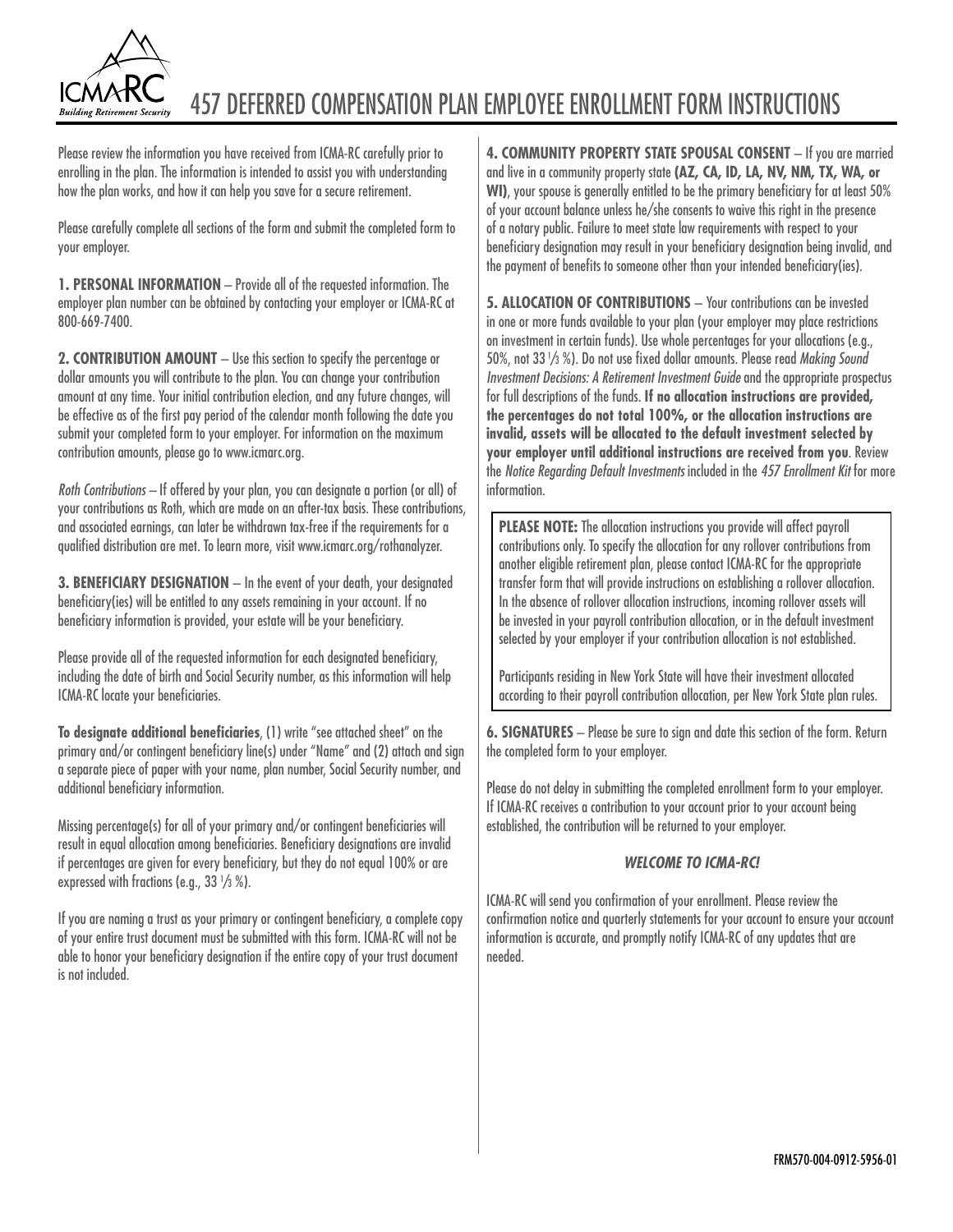# 457 DEFERRED COMPENSATION PLAN EMPLOYEE ENROLLMENT FORM INSTRUCTIONS

Please review the information you have received from ICMA-RC carefully prior to enrolling in the plan. The information is intended to assist you with understanding how the plan works, and how it can help you save for a secure retirement.

Please carefully complete all sections of the form and submit the completed form to your employer.

**1. PERSONAL INFORMATION** – Provide all of the requested information. The employer plan number can be obtained by contacting your employer or ICMA-RC at 800-669-7400.

**2. CONTRIBUTION AMOUNT** – Use this section to specify the percentage or dollar amounts you will contribute to the plan. You can change your contribution amount at any time. Your initial contribution election, and any future changes, will be effective as of the first pay period of the calendar month following the date you submit your completed form to your employer. For information on the maximum contribution amounts, please go to www.icmarc.org.

*Roth Contributions* – If offered by your plan, you can designate a portion (or all) of your contributions as Roth, which are made on an after-tax basis. These contributions, and associated earnings, can later be withdrawn tax-free if the requirements for a qualified distribution are met. To learn more, visit www.icmarc.org/rothanalyzer.

**3. BENEFICIARY DESIGNATION** – In the event of your death, your designated beneficiary(ies) will be entitled to any assets remaining in your account. If no beneficiary information is provided, your estate will be your beneficiary.

Please provide all of the requested information for each designated beneficiary, including the date of birth and Social Security number, as this information will help ICMA-RC locate your beneficiaries.

**To designate additional beneficiaries**, (1) write "see attached sheet" on the primary and/or contingent beneficiary line(s) under "Name" and (2) attach and sign a separate piece of paper with your name, plan number, Social Security number, and additional beneficiary information.

Missing percentage(s) for all of your primary and/or contingent beneficiaries will result in equal allocation among beneficiaries. Beneficiary designations are invalid if percentages are given for every beneficiary, but they do not equal 100% or are expressed with fractions (e.g., 33 1/3 %).

If you are naming a trust as your primary or contingent beneficiary, a complete copy of your entire trust document must be submitted with this form. ICMA-RC will not be able to honor your beneficiary designation if the entire copy of your trust document is not included.

**4. COMMUNITY PROPERTY STATE SPOUSAL CONSENT** – If you are married and live in a community property state **(AZ, CA, ID, LA, NV, NM, TX, WA, or WI)**, your spouse is generally entitled to be the primary beneficiary for at least 50% of your account balance unless he/she consents to waive this right in the presence of a notary public. Failure to meet state law requirements with respect to your beneficiary designation may result in your beneficiary designation being invalid, and the payment of benefits to someone other than your intended beneficiary(ies).

**5. ALLOCATION OF CONTRIBUTIONS** – Your contributions can be invested in one or more funds available to your plan (your employer may place restrictions on investment in certain funds). Use whole percentages for your allocations (e.g., 50%, not 33 1/3 %). Do not use fixed dollar amounts. Please read *Making Sound Investment Decisions: A Retirement Investment Guide* and the appropriate prospectus for full descriptions of the funds. **If no allocation instructions are provided, the percentages do not total 100%, or the allocation instructions are invalid, assets will be allocated to the default investment selected by your employer until additional instructions are received from you**. Review the *Notice Regarding Default Investments* included in the *457 Enrollment Kit* for more information.

> **PLEASE NOTE:** The allocation instructions you provide will affect payroll contributions only. To specify the allocation for any rollover contributions from another eligible retirement plan, please contact ICMA-RC for the appropriate transfer form that will provide instructions on establishing a rollover allocation. In the absence of rollover allocation instructions, incoming rollover assets will be invested in your payroll contribution allocation, or in the default investment selected by your employer if your contribution allocation is not established.
>
> Participants residing in New York State will have their investment allocated according to their payroll contribution allocation, per New York State plan rules.

**6. SIGNATURES** – Please be sure to sign and date this section of the form. Return the completed form to your employer.

Please do not delay in submitting the completed enrollment form to your employer. If ICMA-RC receives a contribution to your account prior to your account being established, the contribution will be returned to your employer.

***WELCOME TO ICMA-RC!***

ICMA-RC will send you confirmation of your enrollment. Please review the confirmation notice and quarterly statements for your account to ensure your account information is accurate, and promptly notify ICMA-RC of any updates that are needed.

FRM570-004-0912-5956-01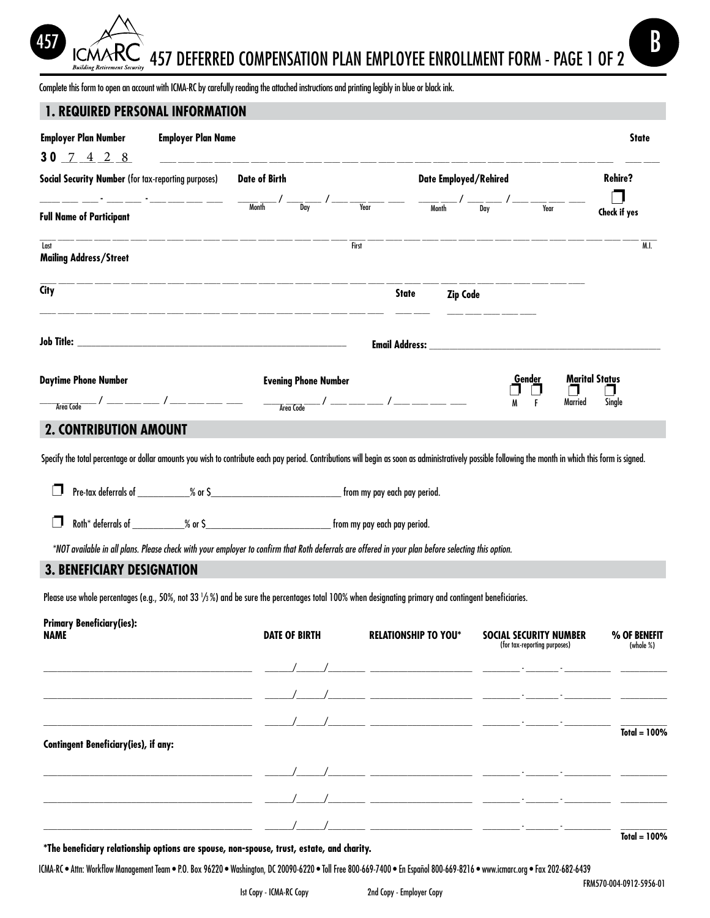# 457 DEFERRED COMPENSATION PLAN EMPLOYEE ENROLLMENT FORM - PAGE 1 OF 2

Complete this form to open an account with ICMA-RC by carefully reading the attached instructions and printing legibly in blue or black ink.

## 1. REQUIRED PERSONAL INFORMATION

**Employer Plan Number** 30 7 4 2 8 **Employer Plan Name** ________________ **State** ____

**Social Security Number** (for tax-reporting purposes) ___-___-____ **Date of Birth** ___/___/____ (Month / Day / Year) **Date Employed/Rehired** ___/___/____ (Month / Day / Year) **Rehire?** ❒ Check if yes

**Full Name of Participant**

________________ Last ________________ First ____ M.I.

**Mailing Address/Street**

________________________________

**City** ________________ **State** ____ **Zip Code** ________

**Job Title:** ________________ **Email Address:** ________________

**Daytime Phone Number** ____ (Area Code) / ___ / ____

**Evening Phone Number** ____ (Area Code) / ___ / ____

**Gender** ❒ M ❒ F

**Marital Status** ❒ Married ❒ Single

## 2. CONTRIBUTION AMOUNT

Specify the total percentage or dollar amounts you wish to contribute each pay period. Contributions will begin as soon as administratively possible following the month in which this form is signed.

❒ Pre-tax deferrals of ________% or $________________ from my pay each pay period.

❒ Roth* deferrals of ________% or $________________ from my pay each pay period.

*\*NOT available in all plans. Please check with your employer to confirm that Roth deferrals are offered in your plan before selecting this option.*

## 3. BENEFICIARY DESIGNATION

Please use whole percentages (e.g., 50%, not 33 ⅓ %) and be sure the percentages total 100% when designating primary and contingent beneficiaries.

**Primary Beneficiary(ies):**

| NAME | DATE OF BIRTH | RELATIONSHIP TO YOU* | SOCIAL SECURITY NUMBER (for tax-reporting purposes) | % OF BENEFIT (whole %) |
|---|---|---|---|---|
| | / / | | - - | |
| | / / | | - - | |
| | / / | | - - | |
| | | | | Total = 100% |

**Contingent Beneficiary(ies), if any:**

| NAME | DATE OF BIRTH | RELATIONSHIP TO YOU* | SOCIAL SECURITY NUMBER | % OF BENEFIT |
|---|---|---|---|---|
| | / / | | - - | |
| | / / | | - - | |
| | / / | | - - | |
| | | | | Total = 100% |

**\*The beneficiary relationship options are spouse, non-spouse, trust, estate, and charity.**

ICMA-RC • Attn: Workflow Management Team • P.O. Box 96220 • Washington, DC 20090-6220 • Toll Free 800-669-7400 • En Español 800-669-8216 • www.icmarc.org • Fax 202-682-6439

FRM570-004-0912-5956-01

1st Copy - ICMA-RC Copy 2nd Copy - Employer Copy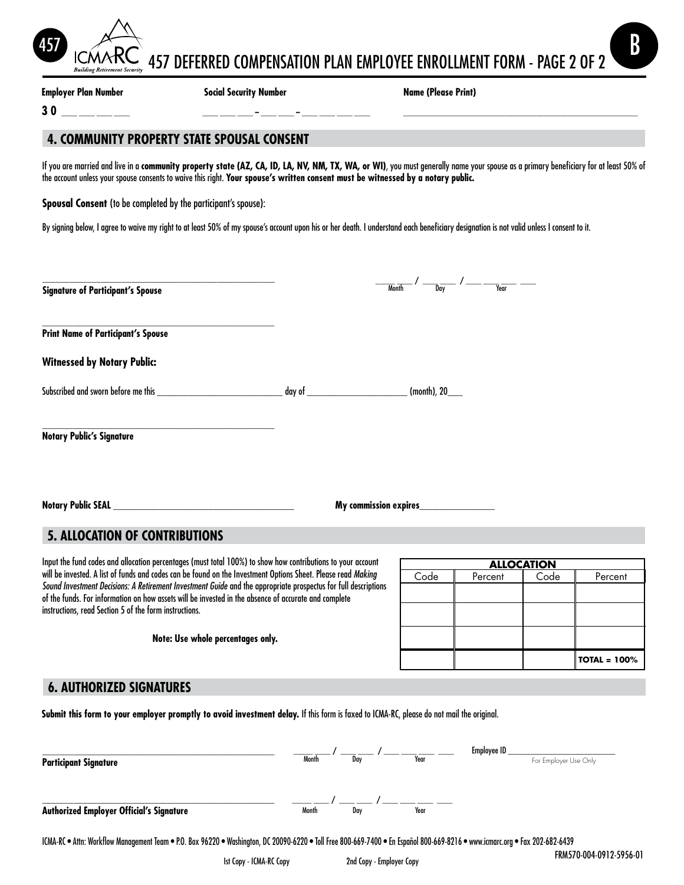# 457 DEFERRED COMPENSATION PLAN EMPLOYEE ENROLLMENT FORM - PAGE 2 OF 2

**Employer Plan Number** 3 0 ___ ___ ___ ___

**Social Security Number** ___ ___ ___ - ___ ___ - ___ ___ ___ ___

**Name (Please Print)** ______________________________

## 4. COMMUNITY PROPERTY STATE SPOUSAL CONSENT

If you are married and live in a **community property state (AZ, CA, ID, LA, NV, NM, TX, WA, or WI)**, you must generally name your spouse as a primary beneficiary for at least 50% of the account unless your spouse consents to waive this right. **Your spouse's written consent must be witnessed by a notary public.**

**Spousal Consent** (to be completed by the participant's spouse):

By signing below, I agree to waive my right to at least 50% of my spouse's account upon his or her death. I understand each beneficiary designation is not valid unless I consent to it.

______________________________
**Signature of Participant's Spouse**

___ ___ / ___ ___ / ___ ___ ___ ___
Month Day Year

______________________________
**Print Name of Participant's Spouse**

**Witnessed by Notary Public:**

Subscribed and sworn before me this ______________ day of ______________ (month), 20___

______________________________
**Notary Public's Signature**

**Notary Public SEAL** ______________________________

**My commission expires**______________

## 5. ALLOCATION OF CONTRIBUTIONS

Input the fund codes and allocation percentages (must total 100%) to show how contributions to your account will be invested. A list of funds and codes can be found on the Investment Options Sheet. Please read *Making Sound Investment Decisions: A Retirement Investment Guide* and the appropriate prospectus for full descriptions of the funds. For information on how assets will be invested in the absence of accurate and complete instructions, read Section 5 of the form instructions.

**Note: Use whole percentages only.**

| ALLOCATION | | | |
|---|---|---|---|
| Code | Percent | Code | Percent |
| | | | |
| | | | |
| | | | |
| | | | **TOTAL = 100%** |

## 6. AUTHORIZED SIGNATURES

**Submit this form to your employer promptly to avoid investment delay.** If this form is faxed to ICMA-RC, please do not mail the original.

______________________________
**Participant Signature**

___ ___ / ___ ___ / ___ ___ ___ ___
Month Day Year

Employee ID ______________
For Employer Use Only

______________________________
**Authorized Employer Official's Signature**

___ ___ / ___ ___ / ___ ___ ___ ___
Month Day Year

ICMA-RC • Attn: Workflow Management Team • P.O. Box 96220 • Washington, DC 20090-6220 • Toll Free 800-669-7400 • En Español 800-669-8216 • www.icmarc.org • Fax 202-682-6439

1st Copy - ICMA-RC Copy    2nd Copy - Employer Copy

FRM570-004-0912-5956-01